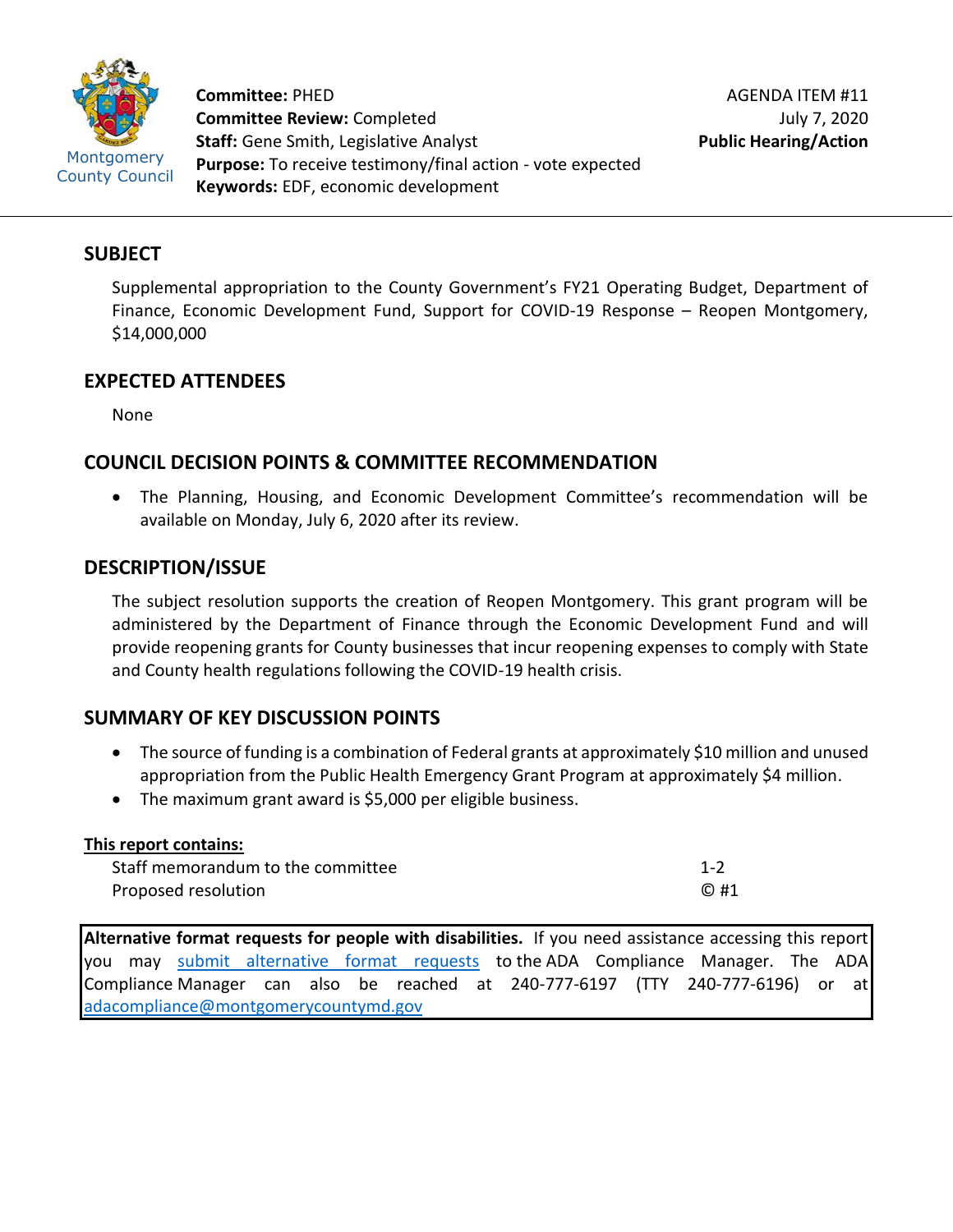Montgomery County Council

**Committee:** PHED
**Committee Review:** Completed
**Staff:** Gene Smith, Legislative Analyst
**Purpose:** To receive testimony/final action - vote expected
**Keywords:** EDF, economic development

AGENDA ITEM #11
July 7, 2020
**Public Hearing/Action**

## SUBJECT

Supplemental appropriation to the County Government's FY21 Operating Budget, Department of Finance, Economic Development Fund, Support for COVID-19 Response – Reopen Montgomery, $14,000,000

## EXPECTED ATTENDEES

None

## COUNCIL DECISION POINTS & COMMITTEE RECOMMENDATION

- The Planning, Housing, and Economic Development Committee's recommendation will be available on Monday, July 6, 2020 after its review.

## DESCRIPTION/ISSUE

The subject resolution supports the creation of Reopen Montgomery. This grant program will be administered by the Department of Finance through the Economic Development Fund and will provide reopening grants for County businesses that incur reopening expenses to comply with State and County health regulations following the COVID-19 health crisis.

## SUMMARY OF KEY DISCUSSION POINTS

- The source of funding is a combination of Federal grants at approximately $10 million and unused appropriation from the Public Health Emergency Grant Program at approximately $4 million.
- The maximum grant award is $5,000 per eligible business.

**This report contains:**

| | |
|---|---|
| Staff memorandum to the committee | 1-2 |
| Proposed resolution | © #1 |

**Alternative format requests for people with disabilities.** If you need assistance accessing this report you may submit alternative format requests to the ADA Compliance Manager. The ADA Compliance Manager can also be reached at 240-777-6197 (TTY 240-777-6196) or at adacompliance@montgomerycountymd.gov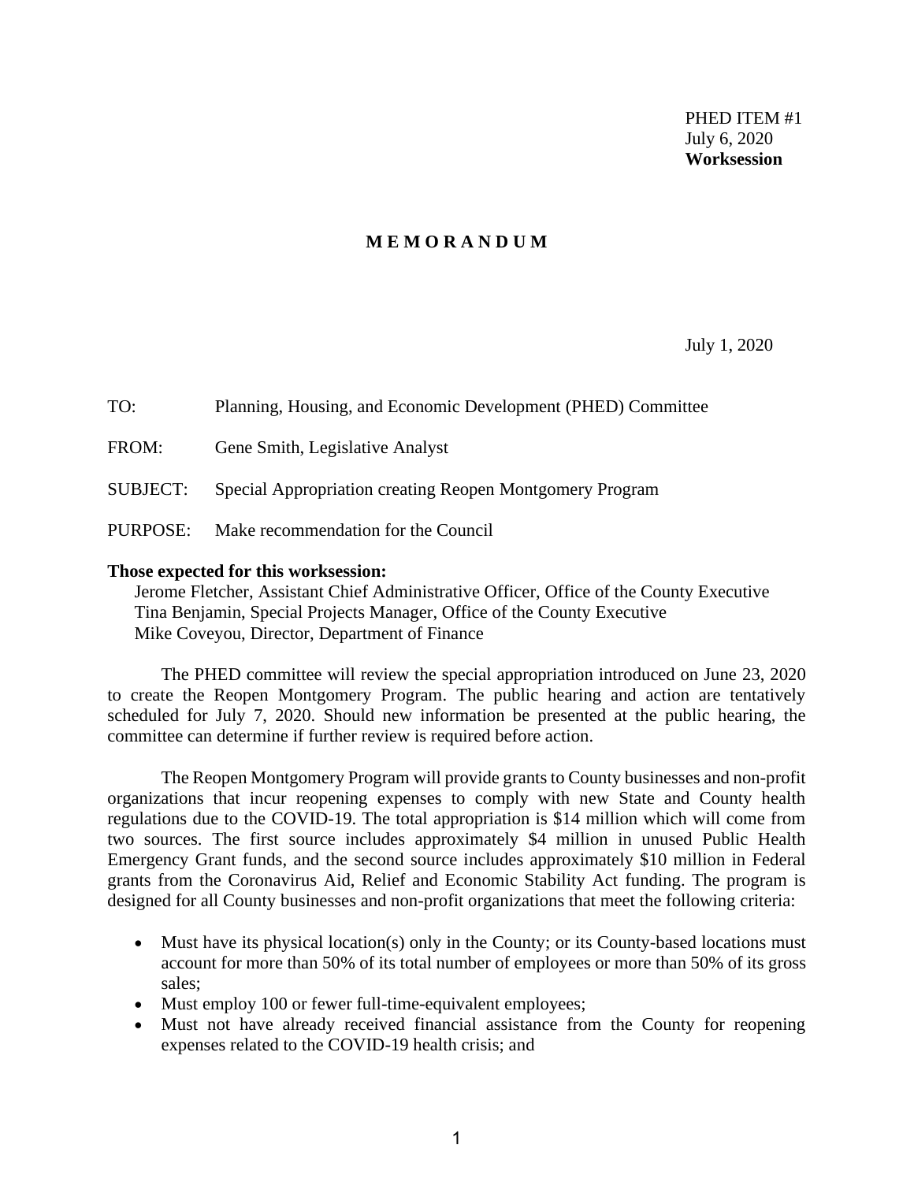PHED ITEM #1
July 6, 2020
**Worksession**

**M E M O R A N D U M**

July 1, 2020

TO: Planning, Housing, and Economic Development (PHED) Committee

FROM: Gene Smith, Legislative Analyst

SUBJECT: Special Appropriation creating Reopen Montgomery Program

PURPOSE: Make recommendation for the Council

**Those expected for this worksession:**

Jerome Fletcher, Assistant Chief Administrative Officer, Office of the County Executive
Tina Benjamin, Special Projects Manager, Office of the County Executive
Mike Coveyou, Director, Department of Finance

The PHED committee will review the special appropriation introduced on June 23, 2020 to create the Reopen Montgomery Program. The public hearing and action are tentatively scheduled for July 7, 2020. Should new information be presented at the public hearing, the committee can determine if further review is required before action.

The Reopen Montgomery Program will provide grants to County businesses and non-profit organizations that incur reopening expenses to comply with new State and County health regulations due to the COVID-19. The total appropriation is $14 million which will come from two sources. The first source includes approximately $4 million in unused Public Health Emergency Grant funds, and the second source includes approximately $10 million in Federal grants from the Coronavirus Aid, Relief and Economic Stability Act funding. The program is designed for all County businesses and non-profit organizations that meet the following criteria:

- Must have its physical location(s) only in the County; or its County-based locations must account for more than 50% of its total number of employees or more than 50% of its gross sales;
- Must employ 100 or fewer full-time-equivalent employees;
- Must not have already received financial assistance from the County for reopening expenses related to the COVID-19 health crisis; and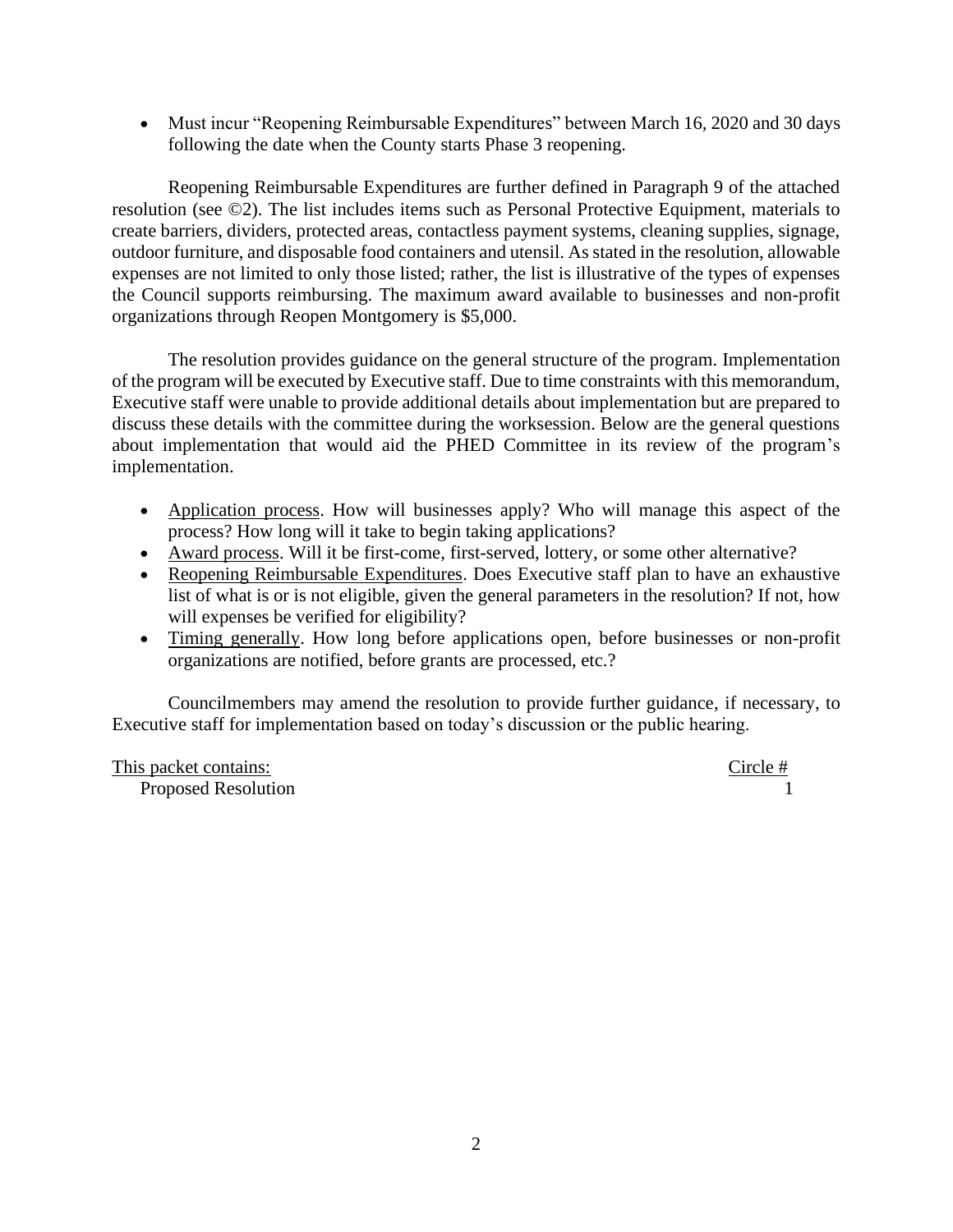- Must incur "Reopening Reimbursable Expenditures" between March 16, 2020 and 30 days following the date when the County starts Phase 3 reopening.

Reopening Reimbursable Expenditures are further defined in Paragraph 9 of the attached resolution (see ©2). The list includes items such as Personal Protective Equipment, materials to create barriers, dividers, protected areas, contactless payment systems, cleaning supplies, signage, outdoor furniture, and disposable food containers and utensil. As stated in the resolution, allowable expenses are not limited to only those listed; rather, the list is illustrative of the types of expenses the Council supports reimbursing. The maximum award available to businesses and non-profit organizations through Reopen Montgomery is $5,000.

The resolution provides guidance on the general structure of the program. Implementation of the program will be executed by Executive staff. Due to time constraints with this memorandum, Executive staff were unable to provide additional details about implementation but are prepared to discuss these details with the committee during the worksession. Below are the general questions about implementation that would aid the PHED Committee in its review of the program's implementation.

- <u>Application process</u>. How will businesses apply? Who will manage this aspect of the process? How long will it take to begin taking applications?
- <u>Award process</u>. Will it be first-come, first-served, lottery, or some other alternative?
- <u>Reopening Reimbursable Expenditures</u>. Does Executive staff plan to have an exhaustive list of what is or is not eligible, given the general parameters in the resolution? If not, how will expenses be verified for eligibility?
- <u>Timing generally</u>. How long before applications open, before businesses or non-profit organizations are notified, before grants are processed, etc.?

Councilmembers may amend the resolution to provide further guidance, if necessary, to Executive staff for implementation based on today's discussion or the public hearing.

| <u>This packet contains:</u> | <u>Circle #</u> |
|---|---|
| Proposed Resolution | 1 |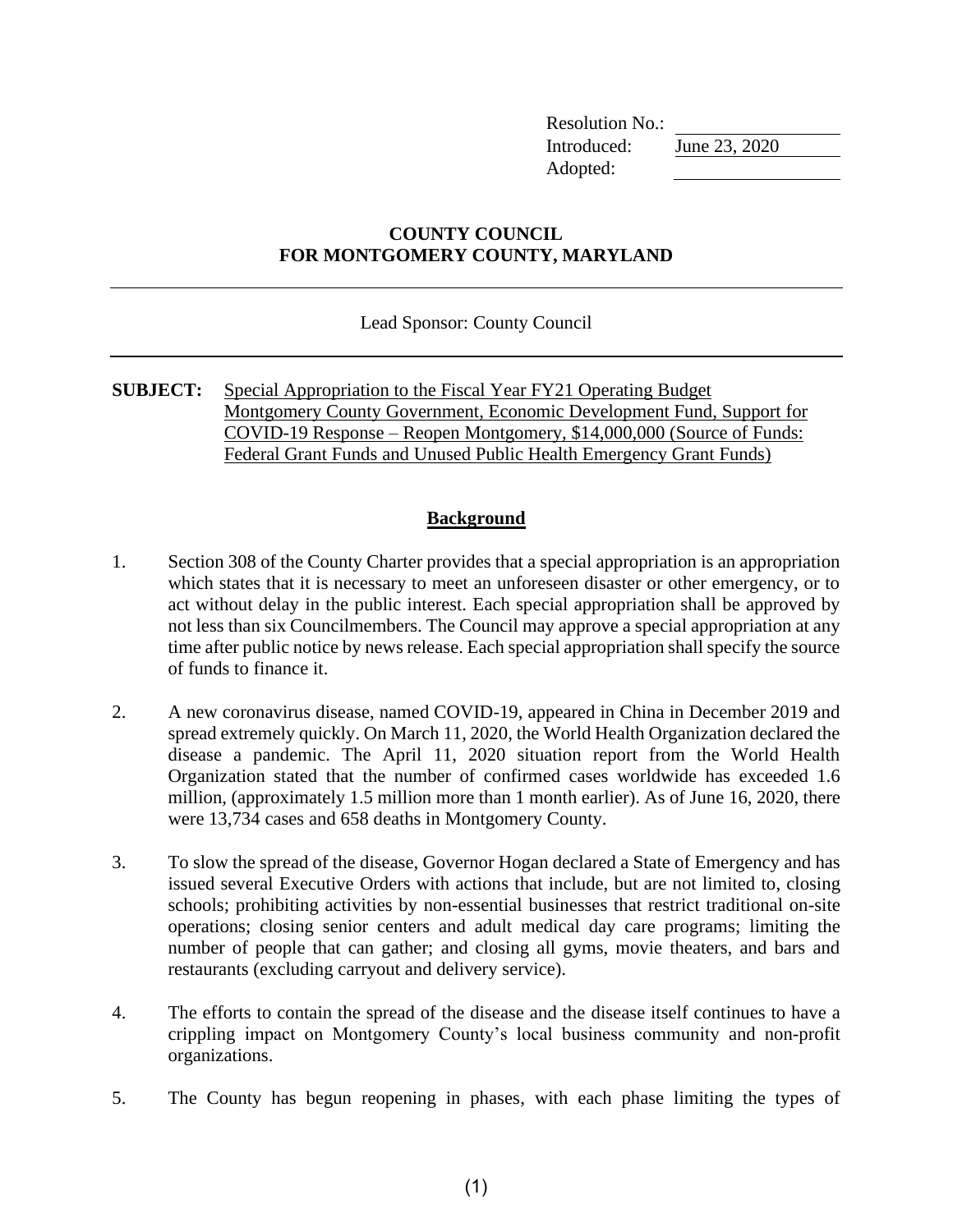Resolution No.: \_\_\_\_\_\_\_\_\_\_
Introduced: June 23, 2020
Adopted: \_\_\_\_\_\_\_\_\_\_

**COUNTY COUNCIL**
**FOR MONTGOMERY COUNTY, MARYLAND**

---

Lead Sponsor: County Council

---

**SUBJECT:** Special Appropriation to the Fiscal Year FY21 Operating Budget Montgomery County Government, Economic Development Fund, Support for COVID-19 Response – Reopen Montgomery, $14,000,000 (Source of Funds: Federal Grant Funds and Unused Public Health Emergency Grant Funds)

## Background

1. Section 308 of the County Charter provides that a special appropriation is an appropriation which states that it is necessary to meet an unforeseen disaster or other emergency, or to act without delay in the public interest. Each special appropriation shall be approved by not less than six Councilmembers. The Council may approve a special appropriation at any time after public notice by news release. Each special appropriation shall specify the source of funds to finance it.

2. A new coronavirus disease, named COVID-19, appeared in China in December 2019 and spread extremely quickly. On March 11, 2020, the World Health Organization declared the disease a pandemic. The April 11, 2020 situation report from the World Health Organization stated that the number of confirmed cases worldwide has exceeded 1.6 million, (approximately 1.5 million more than 1 month earlier). As of June 16, 2020, there were 13,734 cases and 658 deaths in Montgomery County.

3. To slow the spread of the disease, Governor Hogan declared a State of Emergency and has issued several Executive Orders with actions that include, but are not limited to, closing schools; prohibiting activities by non-essential businesses that restrict traditional on-site operations; closing senior centers and adult medical day care programs; limiting the number of people that can gather; and closing all gyms, movie theaters, and bars and restaurants (excluding carryout and delivery service).

4. The efforts to contain the spread of the disease and the disease itself continues to have a crippling impact on Montgomery County's local business community and non-profit organizations.

5. The County has begun reopening in phases, with each phase limiting the types of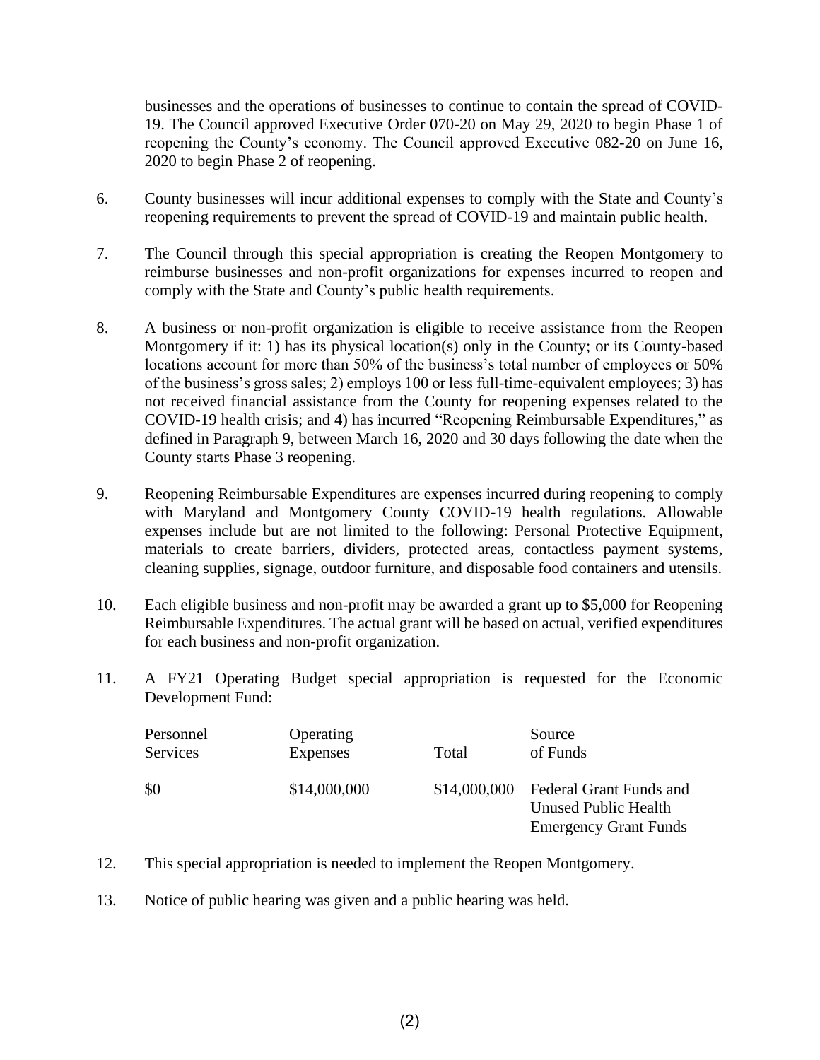businesses and the operations of businesses to continue to contain the spread of COVID-19. The Council approved Executive Order 070-20 on May 29, 2020 to begin Phase 1 of reopening the County's economy. The Council approved Executive 082-20 on June 16, 2020 to begin Phase 2 of reopening.

6. County businesses will incur additional expenses to comply with the State and County's reopening requirements to prevent the spread of COVID-19 and maintain public health.

7. The Council through this special appropriation is creating the Reopen Montgomery to reimburse businesses and non-profit organizations for expenses incurred to reopen and comply with the State and County's public health requirements.

8. A business or non-profit organization is eligible to receive assistance from the Reopen Montgomery if it: 1) has its physical location(s) only in the County; or its County-based locations account for more than 50% of the business's total number of employees or 50% of the business's gross sales; 2) employs 100 or less full-time-equivalent employees; 3) has not received financial assistance from the County for reopening expenses related to the COVID-19 health crisis; and 4) has incurred "Reopening Reimbursable Expenditures," as defined in Paragraph 9, between March 16, 2020 and 30 days following the date when the County starts Phase 3 reopening.

9. Reopening Reimbursable Expenditures are expenses incurred during reopening to comply with Maryland and Montgomery County COVID-19 health regulations. Allowable expenses include but are not limited to the following: Personal Protective Equipment, materials to create barriers, dividers, protected areas, contactless payment systems, cleaning supplies, signage, outdoor furniture, and disposable food containers and utensils.

10. Each eligible business and non-profit may be awarded a grant up to $5,000 for Reopening Reimbursable Expenditures. The actual grant will be based on actual, verified expenditures for each business and non-profit organization.

11. A FY21 Operating Budget special appropriation is requested for the Economic Development Fund:

| Personnel Services | Operating Expenses | Total | Source of Funds |
|---|---|---|---|
| $0 | $14,000,000 | $14,000,000 | Federal Grant Funds and Unused Public Health Emergency Grant Funds |

12. This special appropriation is needed to implement the Reopen Montgomery.

13. Notice of public hearing was given and a public hearing was held.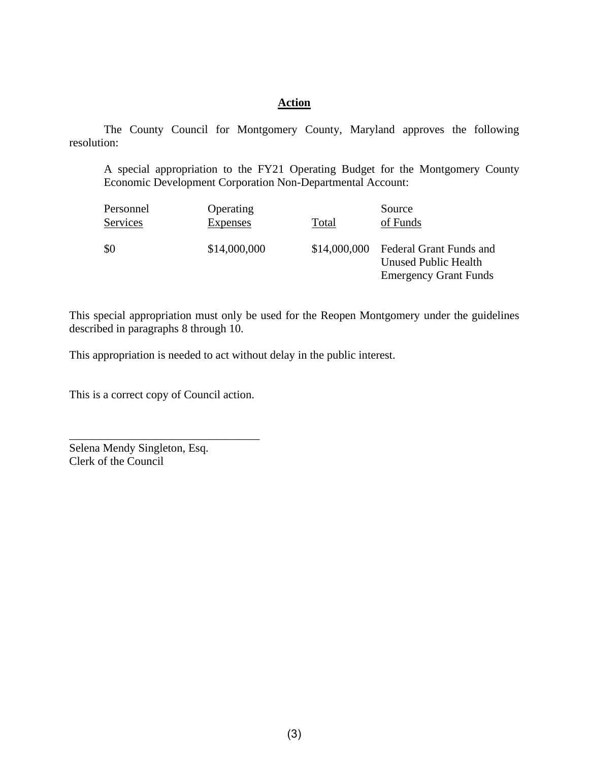**Action**

The County Council for Montgomery County, Maryland approves the following resolution:

A special appropriation to the FY21 Operating Budget for the Montgomery County Economic Development Corporation Non-Departmental Account:

| Personnel Services | Operating Expenses | Total | Source of Funds |
|---|---|---|---|
| $0 | $14,000,000 | $14,000,000 | Federal Grant Funds and Unused Public Health Emergency Grant Funds |

This special appropriation must only be used for the Reopen Montgomery under the guidelines described in paragraphs 8 through 10.

This appropriation is needed to act without delay in the public interest.

This is a correct copy of Council action.

\_\_\_\_\_\_\_\_\_\_\_\_\_\_\_\_\_\_\_\_\_\_\_\_\_\_\_\_\_\_\_\_\_

Selena Mendy Singleton, Esq.
Clerk of the Council